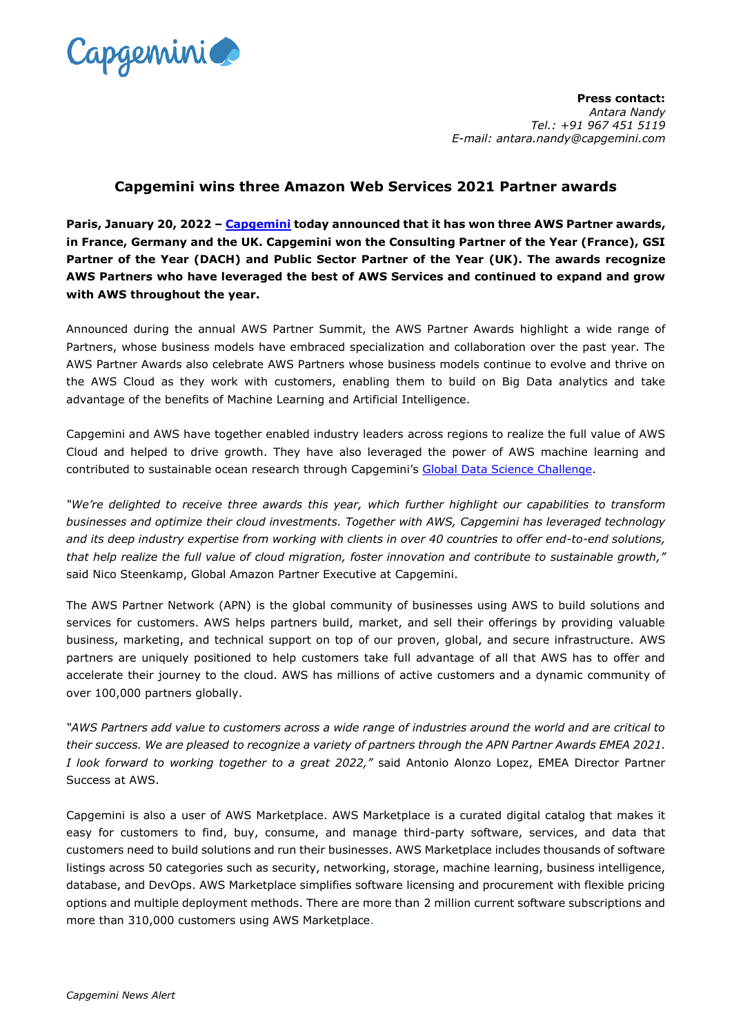**Press contact:**
*Antara Nandy*
*Tel.: +91 967 451 5119*
*E-mail: antara.nandy@capgemini.com*

# Capgemini wins three Amazon Web Services 2021 Partner awards

**Paris, January 20, 2022 – Capgemini today announced that it has won three AWS Partner awards, in France, Germany and the UK. Capgemini won the Consulting Partner of the Year (France), GSI Partner of the Year (DACH) and Public Sector Partner of the Year (UK). The awards recognize AWS Partners who have leveraged the best of AWS Services and continued to expand and grow with AWS throughout the year.**

Announced during the annual AWS Partner Summit, the AWS Partner Awards highlight a wide range of Partners, whose business models have embraced specialization and collaboration over the past year. The AWS Partner Awards also celebrate AWS Partners whose business models continue to evolve and thrive on the AWS Cloud as they work with customers, enabling them to build on Big Data analytics and take advantage of the benefits of Machine Learning and Artificial Intelligence.

Capgemini and AWS have together enabled industry leaders across regions to realize the full value of AWS Cloud and helped to drive growth. They have also leveraged the power of AWS machine learning and contributed to sustainable ocean research through Capgemini's Global Data Science Challenge.

*"We're delighted to receive three awards this year, which further highlight our capabilities to transform businesses and optimize their cloud investments. Together with AWS, Capgemini has leveraged technology and its deep industry expertise from working with clients in over 40 countries to offer end-to-end solutions, that help realize the full value of cloud migration, foster innovation and contribute to sustainable growth,"* said Nico Steenkamp, Global Amazon Partner Executive at Capgemini.

The AWS Partner Network (APN) is the global community of businesses using AWS to build solutions and services for customers. AWS helps partners build, market, and sell their offerings by providing valuable business, marketing, and technical support on top of our proven, global, and secure infrastructure. AWS partners are uniquely positioned to help customers take full advantage of all that AWS has to offer and accelerate their journey to the cloud. AWS has millions of active customers and a dynamic community of over 100,000 partners globally.

*"AWS Partners add value to customers across a wide range of industries around the world and are critical to their success. We are pleased to recognize a variety of partners through the APN Partner Awards EMEA 2021. I look forward to working together to a great 2022,"* said Antonio Alonzo Lopez, EMEA Director Partner Success at AWS.

Capgemini is also a user of AWS Marketplace. AWS Marketplace is a curated digital catalog that makes it easy for customers to find, buy, consume, and manage third-party software, services, and data that customers need to build solutions and run their businesses. AWS Marketplace includes thousands of software listings across 50 categories such as security, networking, storage, machine learning, business intelligence, database, and DevOps. AWS Marketplace simplifies software licensing and procurement with flexible pricing options and multiple deployment methods. There are more than 2 million current software subscriptions and more than 310,000 customers using AWS Marketplace.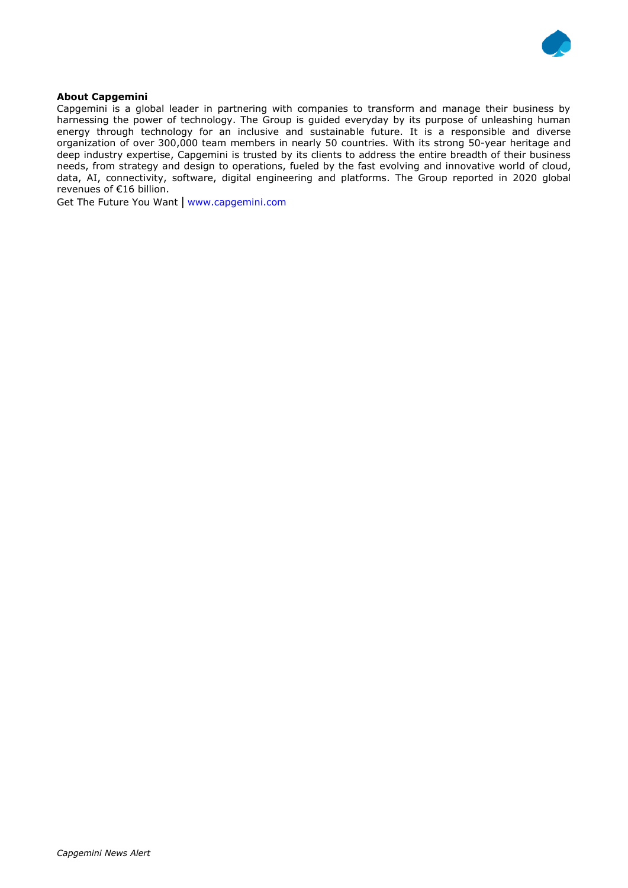**About Capgemini**

Capgemini is a global leader in partnering with companies to transform and manage their business by harnessing the power of technology. The Group is guided everyday by its purpose of unleashing human energy through technology for an inclusive and sustainable future. It is a responsible and diverse organization of over 300,000 team members in nearly 50 countries. With its strong 50-year heritage and deep industry expertise, Capgemini is trusted by its clients to address the entire breadth of their business needs, from strategy and design to operations, fueled by the fast evolving and innovative world of cloud, data, AI, connectivity, software, digital engineering and platforms. The Group reported in 2020 global revenues of €16 billion.

Get The Future You Want | www.capgemini.com